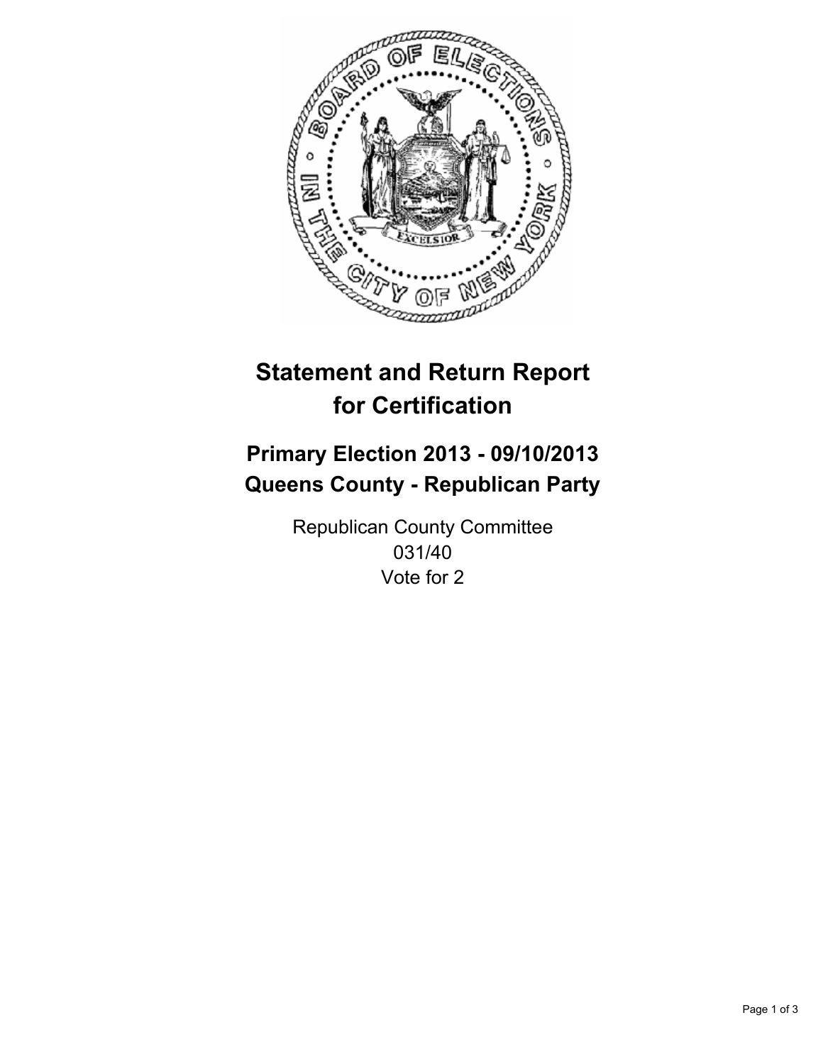# Statement and Return Report for Certification

## Primary Election 2013 - 09/10/2013
## Queens County - Republican Party

Republican County Committee
031/40
Vote for 2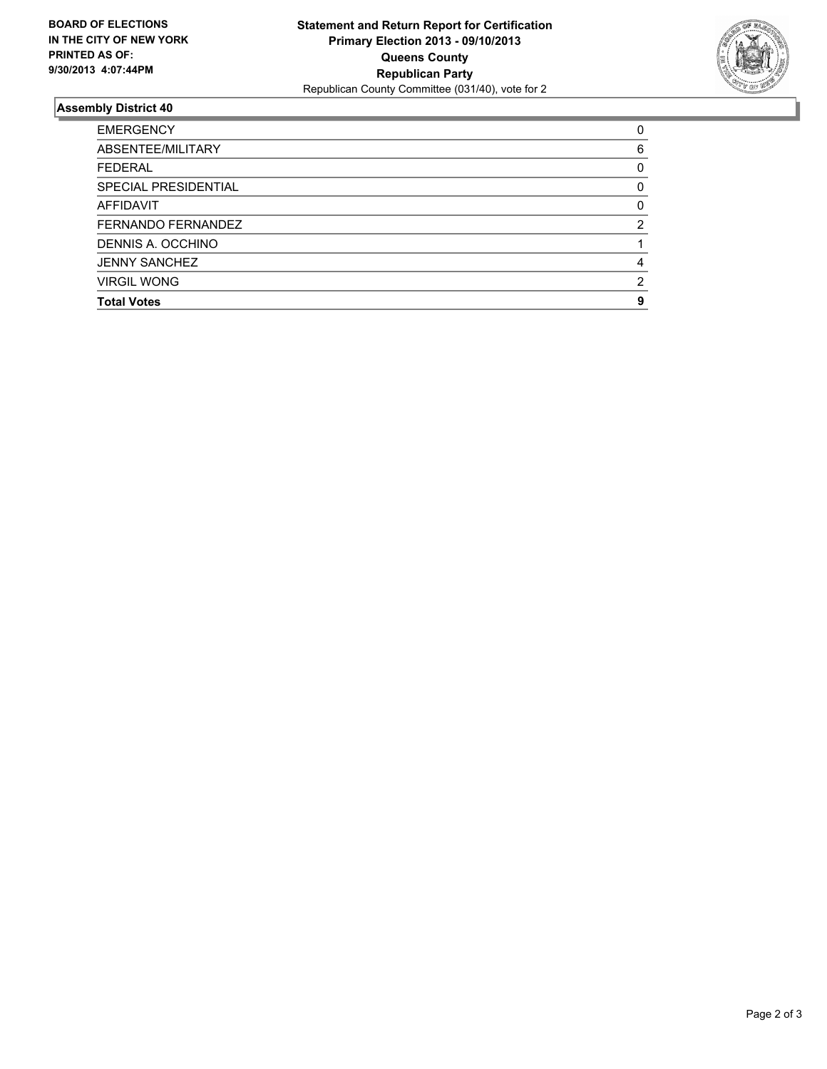**BOARD OF ELECTIONS IN THE CITY OF NEW YORK PRINTED AS OF: 9/30/2013 4:07:44PM**

**Statement and Return Report for Certification**
**Primary Election 2013 - 09/10/2013**
**Queens County**
**Republican Party**
Republican County Committee (031/40), vote for 2

## Assembly District 40

| | |
|---|---|
| EMERGENCY | 0 |
| ABSENTEE/MILITARY | 6 |
| FEDERAL | 0 |
| SPECIAL PRESIDENTIAL | 0 |
| AFFIDAVIT | 0 |
| FERNANDO FERNANDEZ | 2 |
| DENNIS A. OCCHINO | 1 |
| JENNY SANCHEZ | 4 |
| VIRGIL WONG | 2 |
| **Total Votes** | **9** |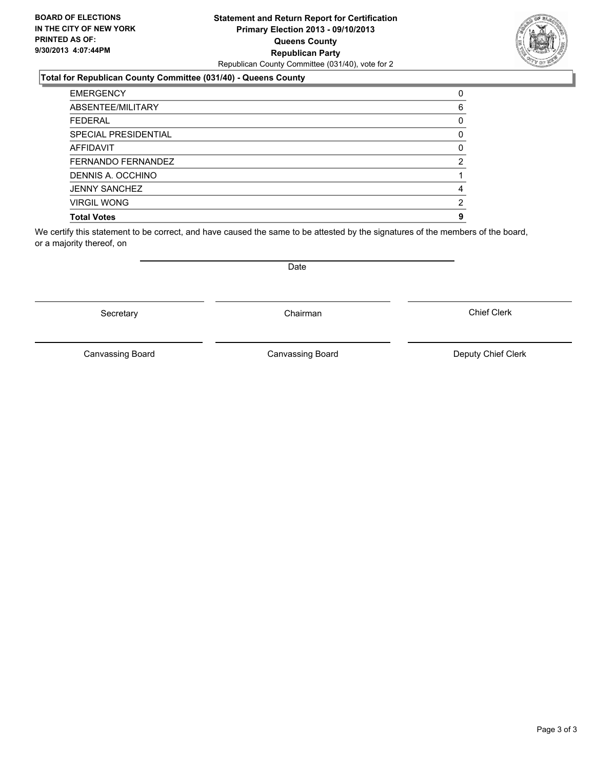**BOARD OF ELECTIONS IN THE CITY OF NEW YORK PRINTED AS OF: 9/30/2013 4:07:44PM**

**Statement and Return Report for Certification**
**Primary Election 2013 - 09/10/2013**
**Queens County**
**Republican Party**
Republican County Committee (031/40), vote for 2

**Total for Republican County Committee (031/40) - Queens County**

| | |
|---|---|
| EMERGENCY | 0 |
| ABSENTEE/MILITARY | 6 |
| FEDERAL | 0 |
| SPECIAL PRESIDENTIAL | 0 |
| AFFIDAVIT | 0 |
| FERNANDO FERNANDEZ | 2 |
| DENNIS A. OCCHINO | 1 |
| JENNY SANCHEZ | 4 |
| VIRGIL WONG | 2 |
| **Total Votes** | **9** |

We certify this statement to be correct, and have caused the same to be attested by the signatures of the members of the board, or a majority thereof, on

Date

Secretary

Chairman

Chief Clerk

Canvassing Board

Canvassing Board

Deputy Chief Clerk